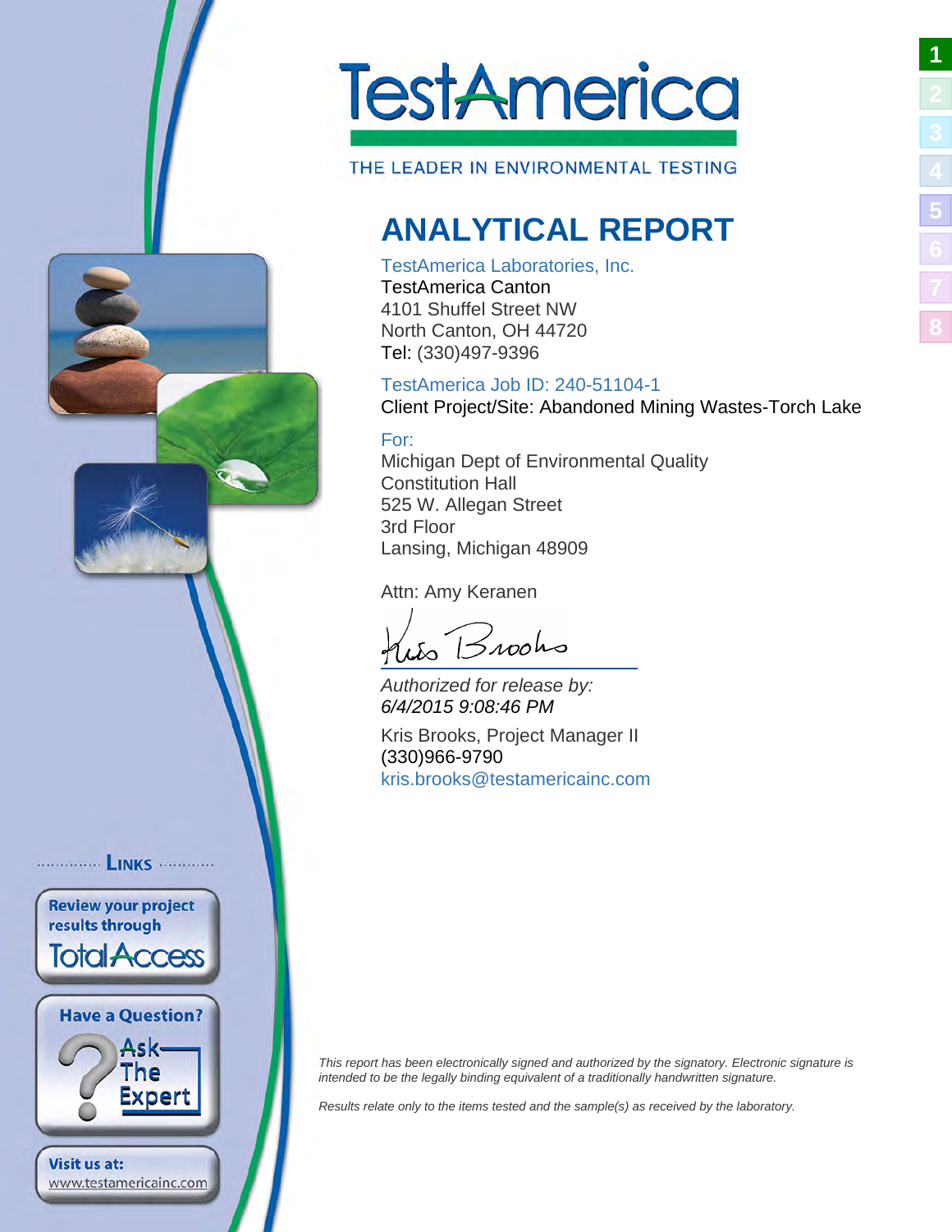# TestAmerica

THE LEADER IN ENVIRONMENTAL TESTING

## ANALYTICAL REPORT

TestAmerica Laboratories, Inc.
TestAmerica Canton
4101 Shuffel Street NW
North Canton, OH 44720
Tel: (330)497-9396

TestAmerica Job ID: 240-51104-1
Client Project/Site: Abandoned Mining Wastes-Torch Lake

For:
Michigan Dept of Environmental Quality
Constitution Hall
525 W. Allegan Street
3rd Floor
Lansing, Michigan 48909

Attn: Amy Keranen

*Authorized for release by:*
*6/4/2015 9:08:46 PM*

Kris Brooks, Project Manager II
(330)966-9790
kris.brooks@testamericainc.com

LINKS

Review your project results through TotalAccess

Have a Question? Ask The Expert

Visit us at: www.testamericainc.com

*This report has been electronically signed and authorized by the signatory. Electronic signature is intended to be the legally binding equivalent of a traditionally handwritten signature.*

*Results relate only to the items tested and the sample(s) as received by the laboratory.*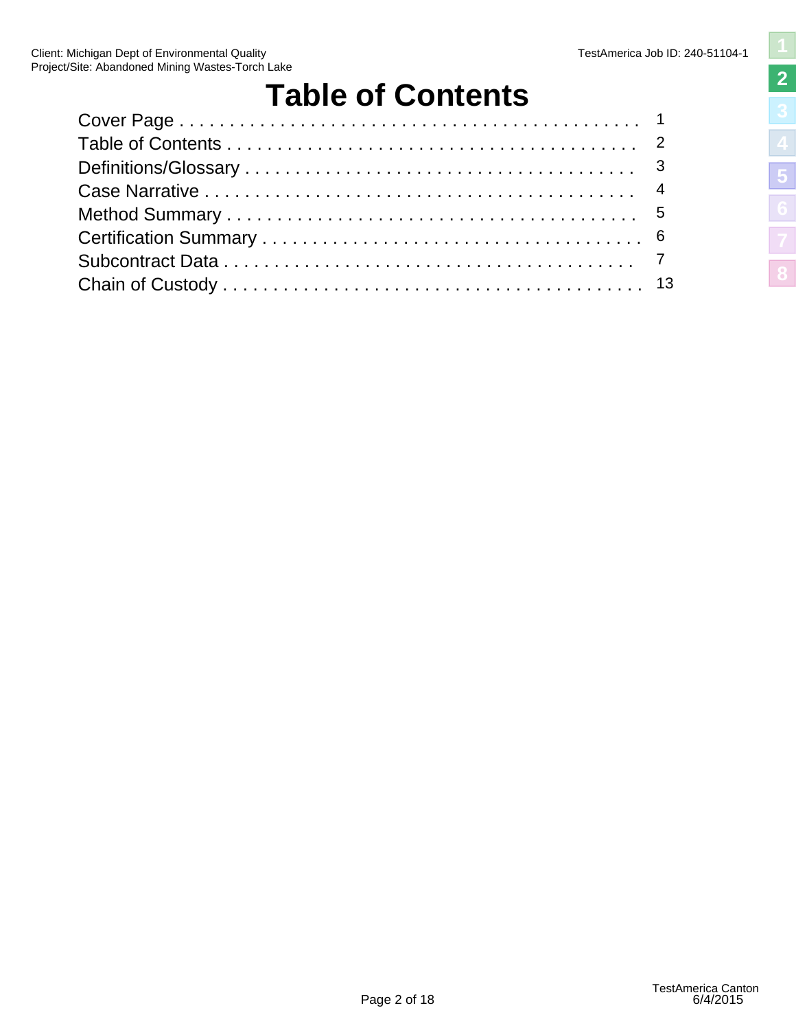# Table of Contents

| | |
|---|---|
| Cover Page | 1 |
| Table of Contents | 2 |
| Definitions/Glossary | 3 |
| Case Narrative | 4 |
| Method Summary | 5 |
| Certification Summary | 6 |
| Subcontract Data | 7 |
| Chain of Custody | 13 |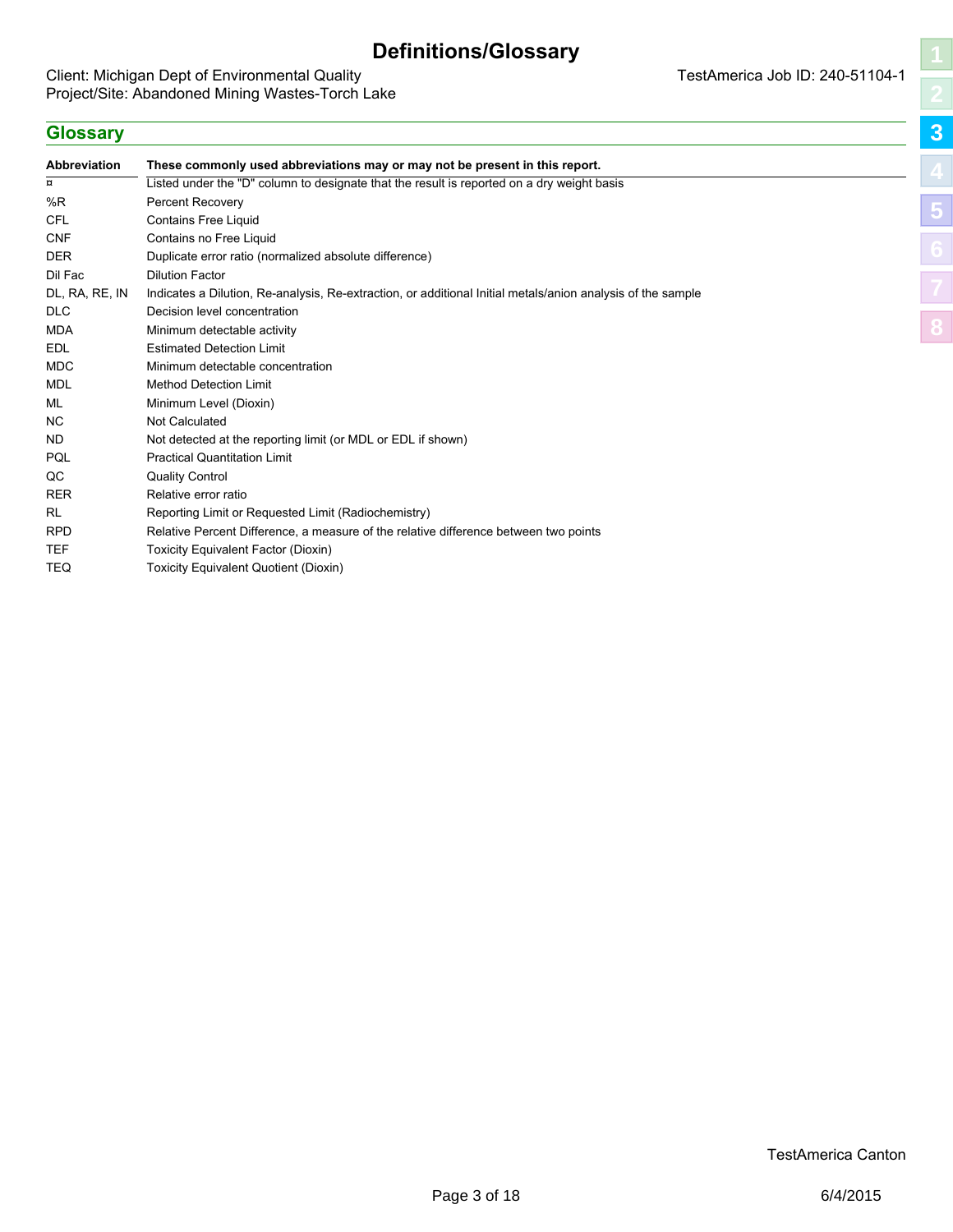# Definitions/Glossary

Client: Michigan Dept of Environmental Quality
Project/Site: Abandoned Mining Wastes-Torch Lake

TestAmerica Job ID: 240-51104-1

## Glossary

| Abbreviation | These commonly used abbreviations may or may not be present in this report. |
|---|---|
| ¤ | Listed under the "D" column to designate that the result is reported on a dry weight basis |
| %R | Percent Recovery |
| CFL | Contains Free Liquid |
| CNF | Contains no Free Liquid |
| DER | Duplicate error ratio (normalized absolute difference) |
| Dil Fac | Dilution Factor |
| DL, RA, RE, IN | Indicates a Dilution, Re-analysis, Re-extraction, or additional Initial metals/anion analysis of the sample |
| DLC | Decision level concentration |
| MDA | Minimum detectable activity |
| EDL | Estimated Detection Limit |
| MDC | Minimum detectable concentration |
| MDL | Method Detection Limit |
| ML | Minimum Level (Dioxin) |
| NC | Not Calculated |
| ND | Not detected at the reporting limit (or MDL or EDL if shown) |
| PQL | Practical Quantitation Limit |
| QC | Quality Control |
| RER | Relative error ratio |
| RL | Reporting Limit or Requested Limit (Radiochemistry) |
| RPD | Relative Percent Difference, a measure of the relative difference between two points |
| TEF | Toxicity Equivalent Factor (Dioxin) |
| TEQ | Toxicity Equivalent Quotient (Dioxin) |

TestAmerica Canton

6/4/2015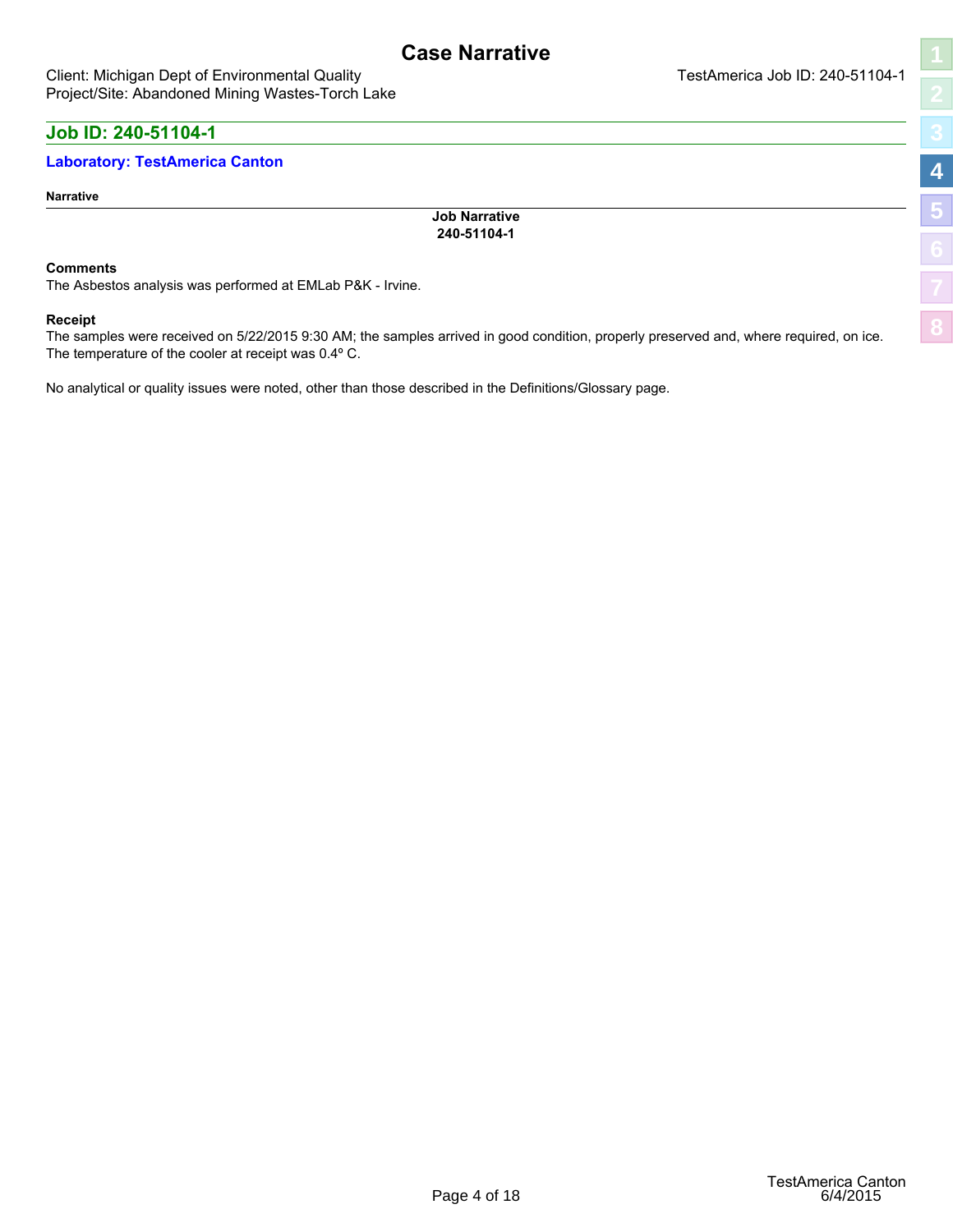# Case Narrative

Client: Michigan Dept of Environmental Quality
Project/Site: Abandoned Mining Wastes-Torch Lake

TestAmerica Job ID: 240-51104-1

## Job ID: 240-51104-1

### Laboratory: TestAmerica Canton

**Narrative**

**Job Narrative**
**240-51104-1**

**Comments**
The Asbestos analysis was performed at EMLab P&K - Irvine.

**Receipt**
The samples were received on 5/22/2015 9:30 AM; the samples arrived in good condition, properly preserved and, where required, on ice. The temperature of the cooler at receipt was 0.4º C.

No analytical or quality issues were noted, other than those described in the Definitions/Glossary page.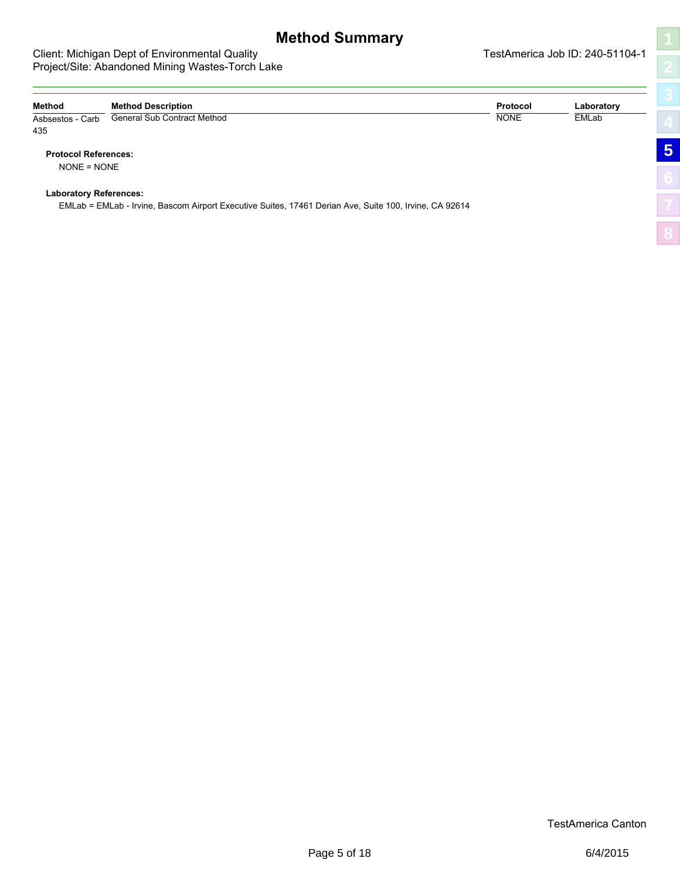# Method Summary

Client: Michigan Dept of Environmental Quality
Project/Site: Abandoned Mining Wastes-Torch Lake

TestAmerica Job ID: 240-51104-1

| Method | Method Description | Protocol | Laboratory |
|---|---|---|---|
| Asbsestos - Carb 435 | General Sub Contract Method | NONE | EMLab |

**Protocol References:**

NONE = NONE

**Laboratory References:**

EMLab = EMLab - Irvine, Bascom Airport Executive Suites, 17461 Derian Ave, Suite 100, Irvine, CA 92614

TestAmerica Canton

6/4/2015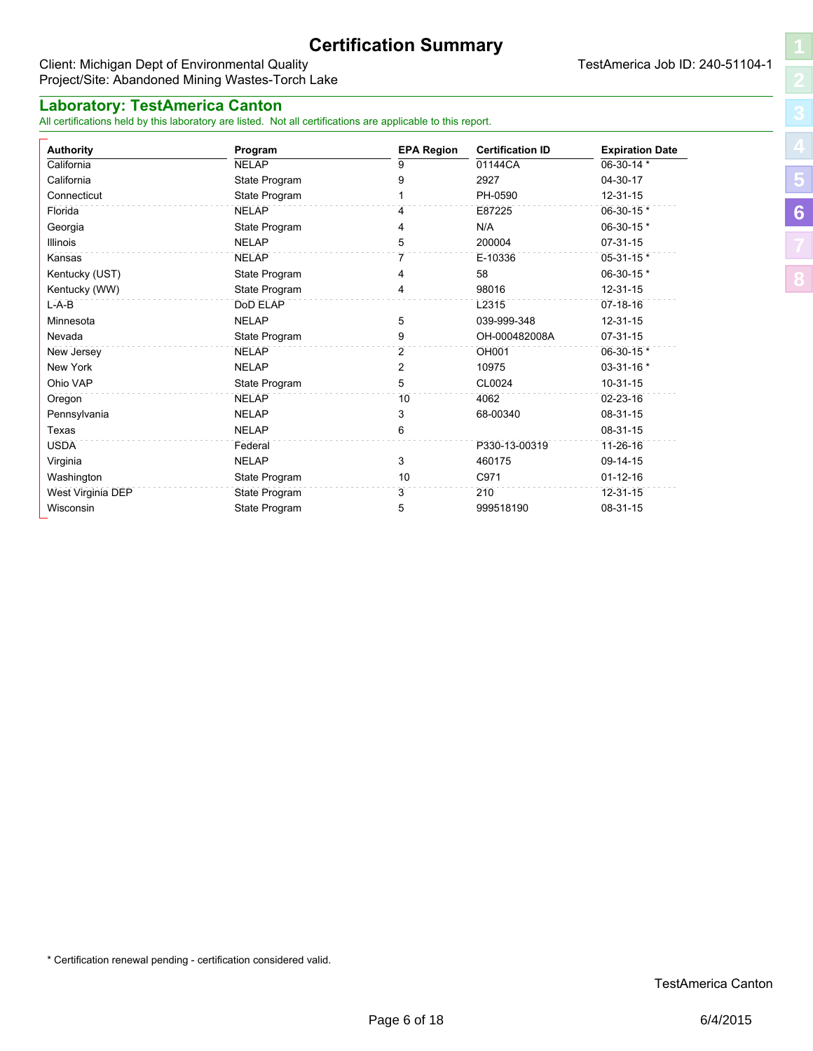# Certification Summary

Client: Michigan Dept of Environmental Quality
Project/Site: Abandoned Mining Wastes-Torch Lake

TestAmerica Job ID: 240-51104-1

## Laboratory: TestAmerica Canton

All certifications held by this laboratory are listed. Not all certifications are applicable to this report.

| Authority | Program | EPA Region | Certification ID | Expiration Date |
|---|---|---|---|---|
| California | NELAP | 9 | 01144CA | 06-30-14 * |
| California | State Program | 9 | 2927 | 04-30-17 |
| Connecticut | State Program | 1 | PH-0590 | 12-31-15 |
| Florida | NELAP | 4 | E87225 | 06-30-15 * |
| Georgia | State Program | 4 | N/A | 06-30-15 * |
| Illinois | NELAP | 5 | 200004 | 07-31-15 |
| Kansas | NELAP | 7 | E-10336 | 05-31-15 * |
| Kentucky (UST) | State Program | 4 | 58 | 06-30-15 * |
| Kentucky (WW) | State Program | 4 | 98016 | 12-31-15 |
| L-A-B | DoD ELAP | | L2315 | 07-18-16 |
| Minnesota | NELAP | 5 | 039-999-348 | 12-31-15 |
| Nevada | State Program | 9 | OH-000482008A | 07-31-15 |
| New Jersey | NELAP | 2 | OH001 | 06-30-15 * |
| New York | NELAP | 2 | 10975 | 03-31-16 * |
| Ohio VAP | State Program | 5 | CL0024 | 10-31-15 |
| Oregon | NELAP | 10 | 4062 | 02-23-16 |
| Pennsylvania | NELAP | 3 | 68-00340 | 08-31-15 |
| Texas | NELAP | 6 | | 08-31-15 |
| USDA | Federal | | P330-13-00319 | 11-26-16 |
| Virginia | NELAP | 3 | 460175 | 09-14-15 |
| Washington | State Program | 10 | C971 | 01-12-16 |
| West Virginia DEP | State Program | 3 | 210 | 12-31-15 |
| Wisconsin | State Program | 5 | 999518190 | 08-31-15 |

* Certification renewal pending - certification considered valid.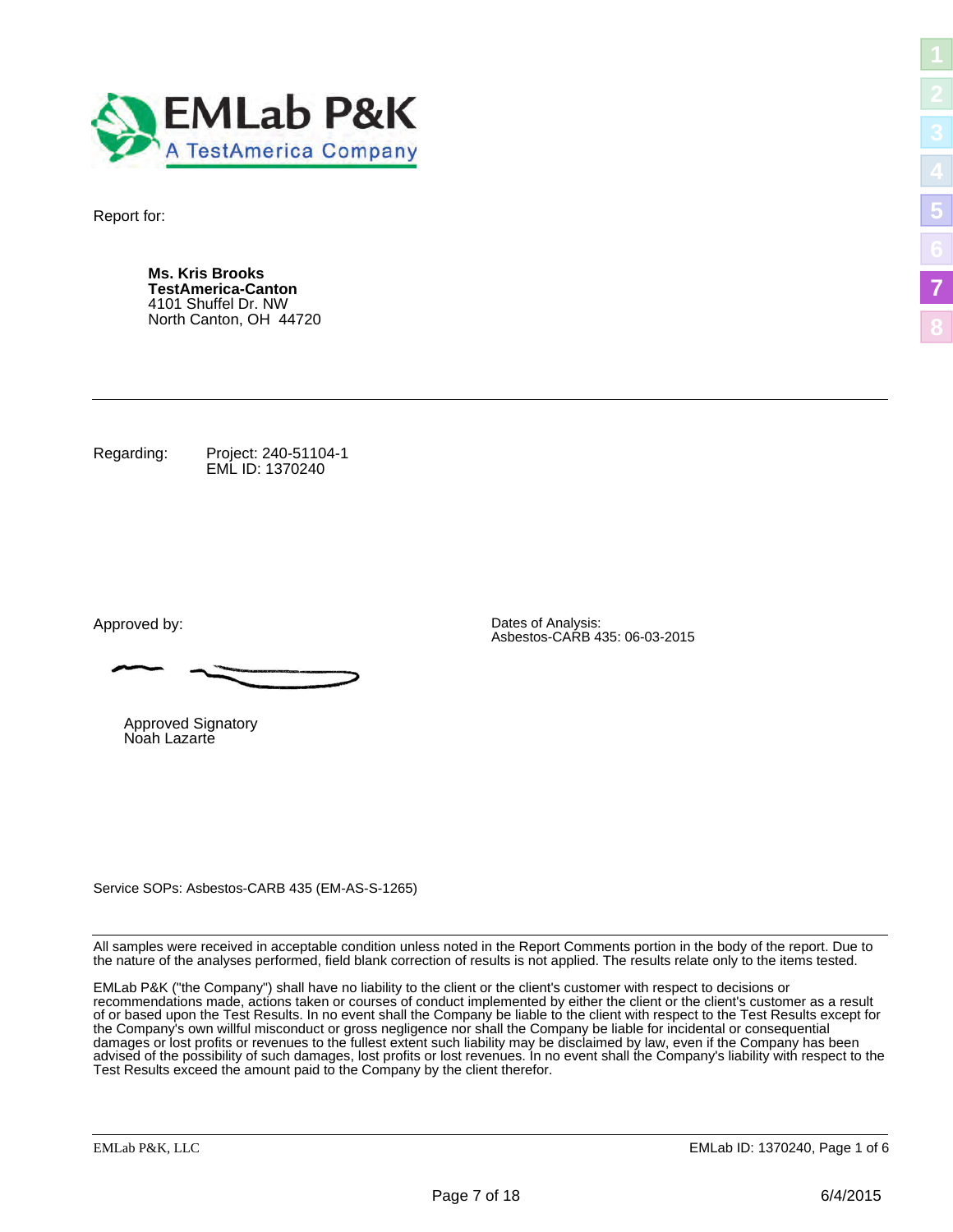**EMLab P&K**
A TestAmerica Company

Report for:

**Ms. Kris Brooks**
**TestAmerica-Canton**
4101 Shuffel Dr. NW
North Canton, OH 44720

---

Regarding: Project: 240-51104-1
EML ID: 1370240

Approved by:

Approved Signatory
Noah Lazarte

Dates of Analysis:
Asbestos-CARB 435: 06-03-2015

Service SOPs: Asbestos-CARB 435 (EM-AS-S-1265)

---

All samples were received in acceptable condition unless noted in the Report Comments portion in the body of the report. Due to the nature of the analyses performed, field blank correction of results is not applied. The results relate only to the items tested.

EMLab P&K ("the Company") shall have no liability to the client or the client's customer with respect to decisions or recommendations made, actions taken or courses of conduct implemented by either the client or the client's customer as a result of or based upon the Test Results. In no event shall the Company be liable to the client with respect to the Test Results except for the Company's own willful misconduct or gross negligence nor shall the Company be liable for incidental or consequential damages or lost profits or revenues to the fullest extent such liability may be disclaimed by law, even if the Company has been advised of the possibility of such damages, lost profits or lost revenues. In no event shall the Company's liability with respect to the Test Results exceed the amount paid to the Company by the client therefor.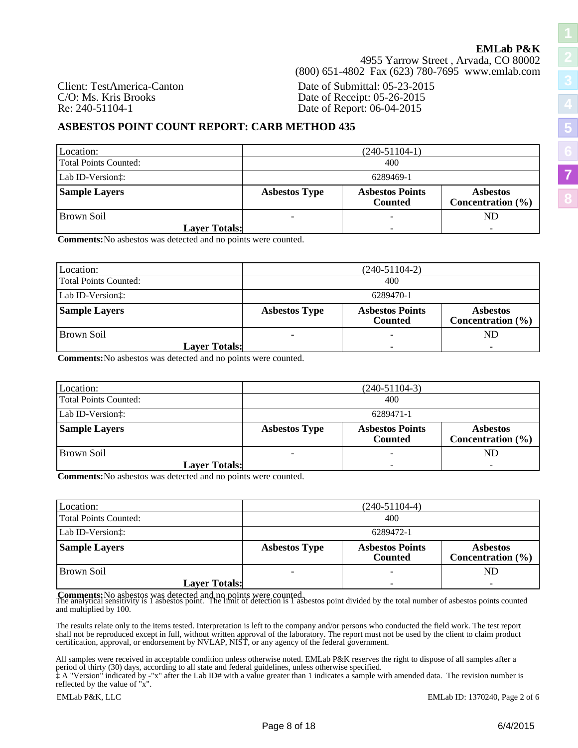**EMLab P&K**
4955 Yarrow Street , Arvada, CO 80002
(800) 651-4802 Fax (623) 780-7695 www.emlab.com

Client: TestAmerica-Canton
C/O: Ms. Kris Brooks
Re: 240-51104-1

Date of Submittal: 05-23-2015
Date of Receipt: 05-26-2015
Date of Report: 06-04-2015

## ASBESTOS POINT COUNT REPORT: CARB METHOD 435

| Location: | (240-51104-1) | | |
|---|---|---|---|
| Total Points Counted: | 400 | | |
| Lab ID-Version‡: | 6289469-1 | | |
| **Sample Layers** | **Asbestos Type** | **Asbestos Points Counted** | **Asbestos Concentration (%)** |
| Brown Soil | - | - | ND |
| **Layer Totals:** | | - | - |

**Comments:** No asbestos was detected and no points were counted.

| Location: | (240-51104-2) | | |
|---|---|---|---|
| Total Points Counted: | 400 | | |
| Lab ID-Version‡: | 6289470-1 | | |
| **Sample Layers** | **Asbestos Type** | **Asbestos Points Counted** | **Asbestos Concentration (%)** |
| Brown Soil | - | - | ND |
| **Layer Totals:** | | - | - |

**Comments:** No asbestos was detected and no points were counted.

| Location: | (240-51104-3) | | |
|---|---|---|---|
| Total Points Counted: | 400 | | |
| Lab ID-Version‡: | 6289471-1 | | |
| **Sample Layers** | **Asbestos Type** | **Asbestos Points Counted** | **Asbestos Concentration (%)** |
| Brown Soil | - | - | ND |
| **Layer Totals:** | | - | - |

**Comments:** No asbestos was detected and no points were counted.

| Location: | (240-51104-4) | | |
|---|---|---|---|
| Total Points Counted: | 400 | | |
| Lab ID-Version‡: | 6289472-1 | | |
| **Sample Layers** | **Asbestos Type** | **Asbestos Points Counted** | **Asbestos Concentration (%)** |
| Brown Soil | - | - | ND |
| **Layer Totals:** | | - | - |

**Comments:** No asbestos was detected and no points were counted.

The analytical sensitivity is 1 asbestos point. The limit of detection is 1 asbestos point divided by the total number of asbestos points counted and multiplied by 100.

The results relate only to the items tested. Interpretation is left to the company and/or persons who conducted the field work. The test report shall not be reproduced except in full, without written approval of the laboratory. The report must not be used by the client to claim product certification, approval, or endorsement by NVLAP, NIST, or any agency of the federal government.

All samples were received in acceptable condition unless otherwise noted. EMLab P&K reserves the right to dispose of all samples after a period of thirty (30) days, according to all state and federal guidelines, unless otherwise specified.
‡ A "Version" indicated by -"x" after the Lab ID# with a value greater than 1 indicates a sample with amended data. The revision number is reflected by the value of "x".

EMLab P&K, LLC EMLab ID: 1370240, Page 2 of 6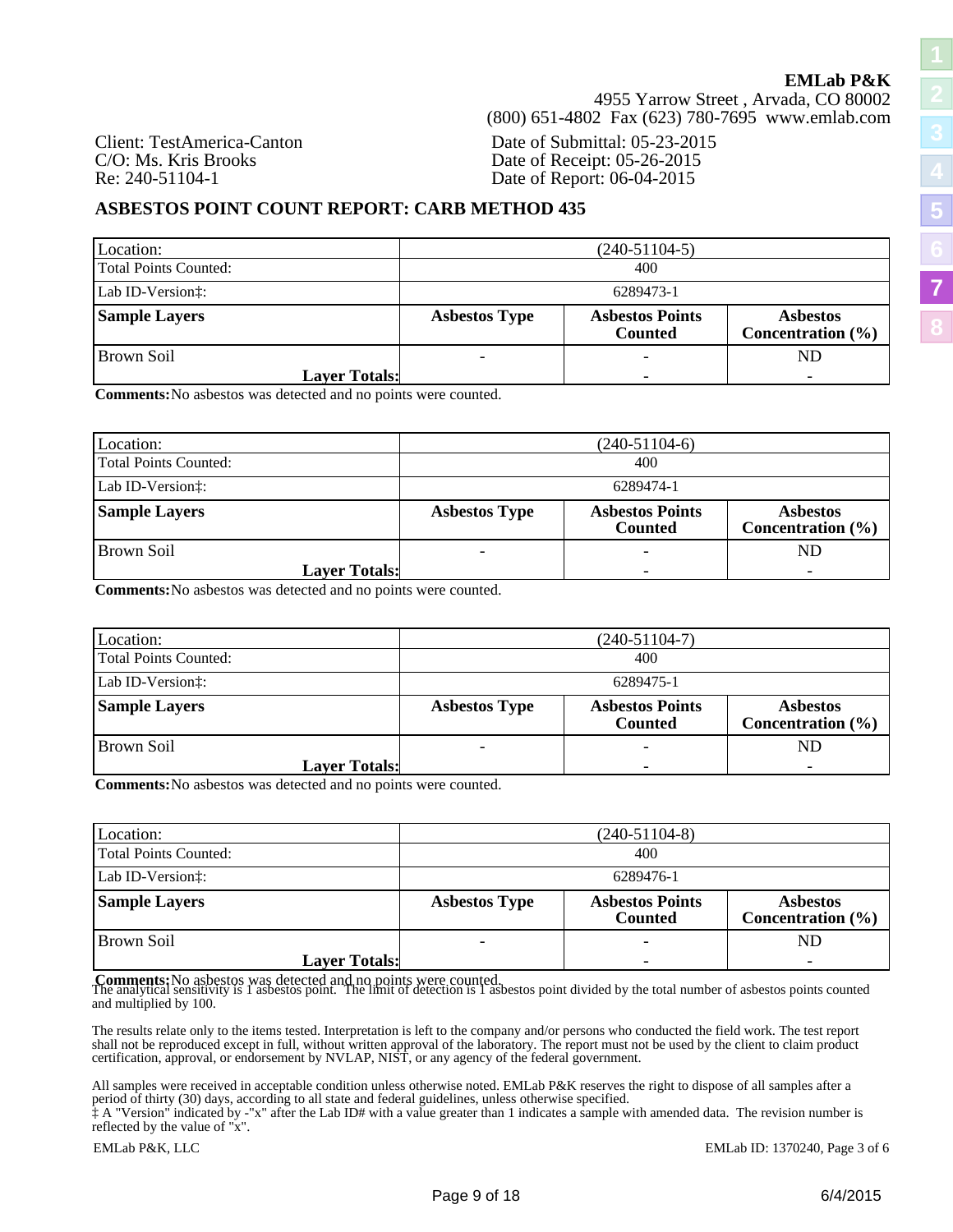**EMLab P&K**
4955 Yarrow Street , Arvada, CO 80002
(800) 651-4802 Fax (623) 780-7695 www.emlab.com

Client: TestAmerica-Canton
C/O: Ms. Kris Brooks
Re: 240-51104-1

Date of Submittal: 05-23-2015
Date of Receipt: 05-26-2015
Date of Report: 06-04-2015

## ASBESTOS POINT COUNT REPORT: CARB METHOD 435

| Location: | (240-51104-5) | | |
|---|---|---|---|
| Total Points Counted: | 400 | | |
| Lab ID-Version‡: | 6289473-1 | | |
| **Sample Layers** | **Asbestos Type** | **Asbestos Points Counted** | **Asbestos Concentration (%)** |
| Brown Soil | - | - | ND |
| **Layer Totals:** | | - | - |

**Comments:** No asbestos was detected and no points were counted.

| Location: | (240-51104-6) | | |
|---|---|---|---|
| Total Points Counted: | 400 | | |
| Lab ID-Version‡: | 6289474-1 | | |
| **Sample Layers** | **Asbestos Type** | **Asbestos Points Counted** | **Asbestos Concentration (%)** |
| Brown Soil | - | - | ND |
| **Layer Totals:** | | - | - |

**Comments:** No asbestos was detected and no points were counted.

| Location: | (240-51104-7) | | |
|---|---|---|---|
| Total Points Counted: | 400 | | |
| Lab ID-Version‡: | 6289475-1 | | |
| **Sample Layers** | **Asbestos Type** | **Asbestos Points Counted** | **Asbestos Concentration (%)** |
| Brown Soil | - | - | ND |
| **Layer Totals:** | | - | - |

**Comments:** No asbestos was detected and no points were counted.

| Location: | (240-51104-8) | | |
|---|---|---|---|
| Total Points Counted: | 400 | | |
| Lab ID-Version‡: | 6289476-1 | | |
| **Sample Layers** | **Asbestos Type** | **Asbestos Points Counted** | **Asbestos Concentration (%)** |
| Brown Soil | - | - | ND |
| **Layer Totals:** | | - | - |

**Comments:** No asbestos was detected and no points were counted.

The analytical sensitivity is 1 asbestos point. The limit of detection is 1 asbestos point divided by the total number of asbestos points counted and multiplied by 100.

The results relate only to the items tested. Interpretation is left to the company and/or persons who conducted the field work. The test report shall not be reproduced except in full, without written approval of the laboratory. The report must not be used by the client to claim product certification, approval, or endorsement by NVLAP, NIST, or any agency of the federal government.

All samples were received in acceptable condition unless otherwise noted. EMLab P&K reserves the right to dispose of all samples after a period of thirty (30) days, according to all state and federal guidelines, unless otherwise specified.
‡ A "Version" indicated by -"x" after the Lab ID# with a value greater than 1 indicates a sample with amended data. The revision number is reflected by the value of "x".

EMLab P&K, LLC

EMLab ID: 1370240, Page 3 of 6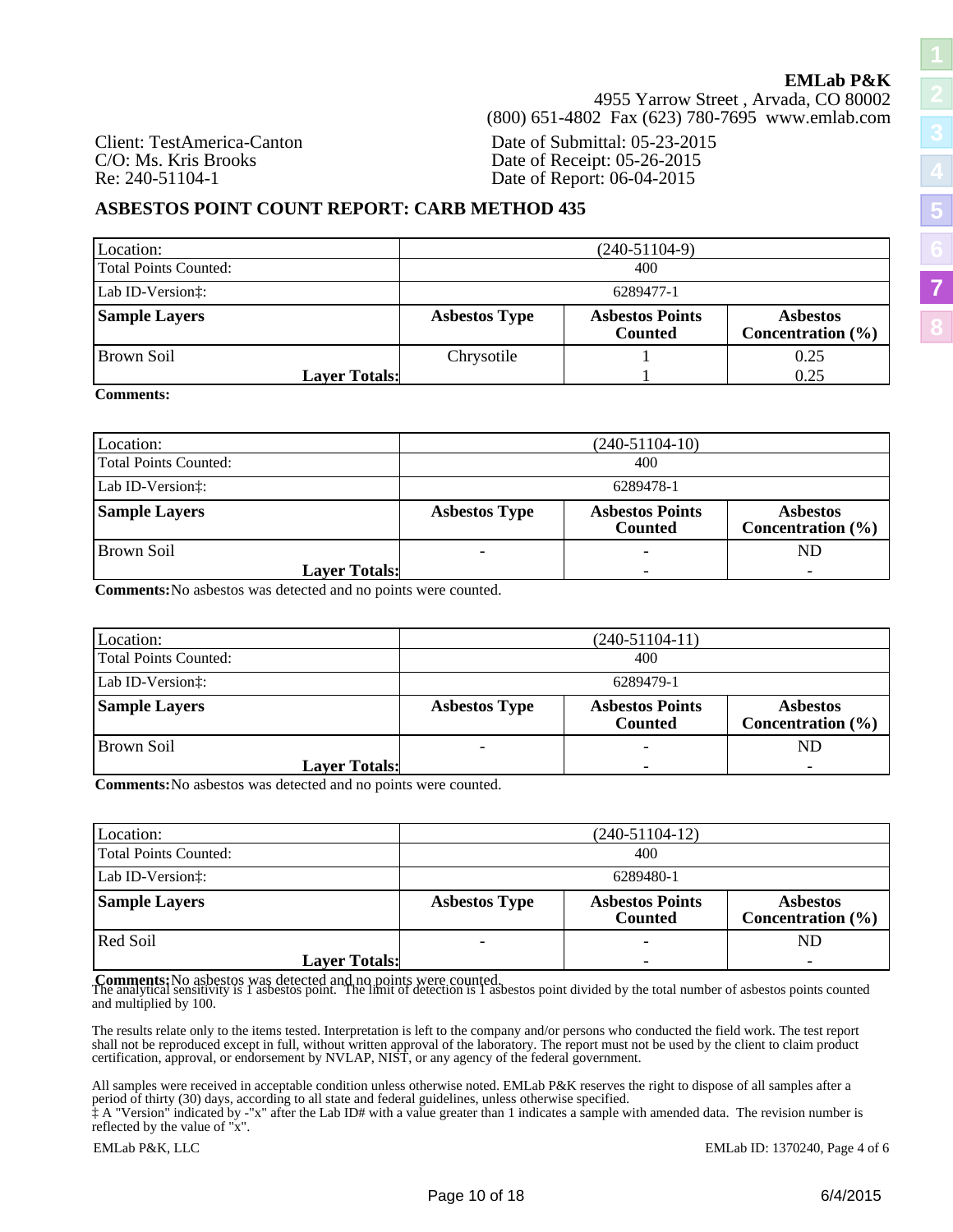**EMLab P&K**
4955 Yarrow Street , Arvada, CO 80002
(800) 651-4802 Fax (623) 780-7695 www.emlab.com

Client: TestAmerica-Canton
C/O: Ms. Kris Brooks
Re: 240-51104-1

Date of Submittal: 05-23-2015
Date of Receipt: 05-26-2015
Date of Report: 06-04-2015

## ASBESTOS POINT COUNT REPORT: CARB METHOD 435

| Location: | (240-51104-9) | | |
|---|---|---|---|
| Total Points Counted: | 400 | | |
| Lab ID-Version‡: | 6289477-1 | | |
| **Sample Layers** | **Asbestos Type** | **Asbestos Points Counted** | **Asbestos Concentration (%)** |
| Brown Soil | Chrysotile | 1 | 0.25 |
| **Layer Totals:** | | 1 | 0.25 |

**Comments:**

| Location: | (240-51104-10) | | |
|---|---|---|---|
| Total Points Counted: | 400 | | |
| Lab ID-Version‡: | 6289478-1 | | |
| **Sample Layers** | **Asbestos Type** | **Asbestos Points Counted** | **Asbestos Concentration (%)** |
| Brown Soil | - | - | ND |
| **Layer Totals:** | | - | - |

**Comments:** No asbestos was detected and no points were counted.

| Location: | (240-51104-11) | | |
|---|---|---|---|
| Total Points Counted: | 400 | | |
| Lab ID-Version‡: | 6289479-1 | | |
| **Sample Layers** | **Asbestos Type** | **Asbestos Points Counted** | **Asbestos Concentration (%)** |
| Brown Soil | - | - | ND |
| **Layer Totals:** | | - | - |

**Comments:** No asbestos was detected and no points were counted.

| Location: | (240-51104-12) | | |
|---|---|---|---|
| Total Points Counted: | 400 | | |
| Lab ID-Version‡: | 6289480-1 | | |
| **Sample Layers** | **Asbestos Type** | **Asbestos Points Counted** | **Asbestos Concentration (%)** |
| Red Soil | - | - | ND |
| **Layer Totals:** | | - | - |

**Comments:** No asbestos was detected and no points were counted.

The analytical sensitivity is 1 asbestos point. The limit of detection is 1 asbestos point divided by the total number of asbestos points counted and multiplied by 100.

The results relate only to the items tested. Interpretation is left to the company and/or persons who conducted the field work. The test report shall not be reproduced except in full, without written approval of the laboratory. The report must not be used by the client to claim product certification, approval, or endorsement by NVLAP, NIST, or any agency of the federal government.

All samples were received in acceptable condition unless otherwise noted. EMLab P&K reserves the right to dispose of all samples after a period of thirty (30) days, according to all state and federal guidelines, unless otherwise specified.
‡ A "Version" indicated by -"x" after the Lab ID# with a value greater than 1 indicates a sample with amended data. The revision number is reflected by the value of "x".

EMLab P&K, LLC — EMLab ID: 1370240, Page 4 of 6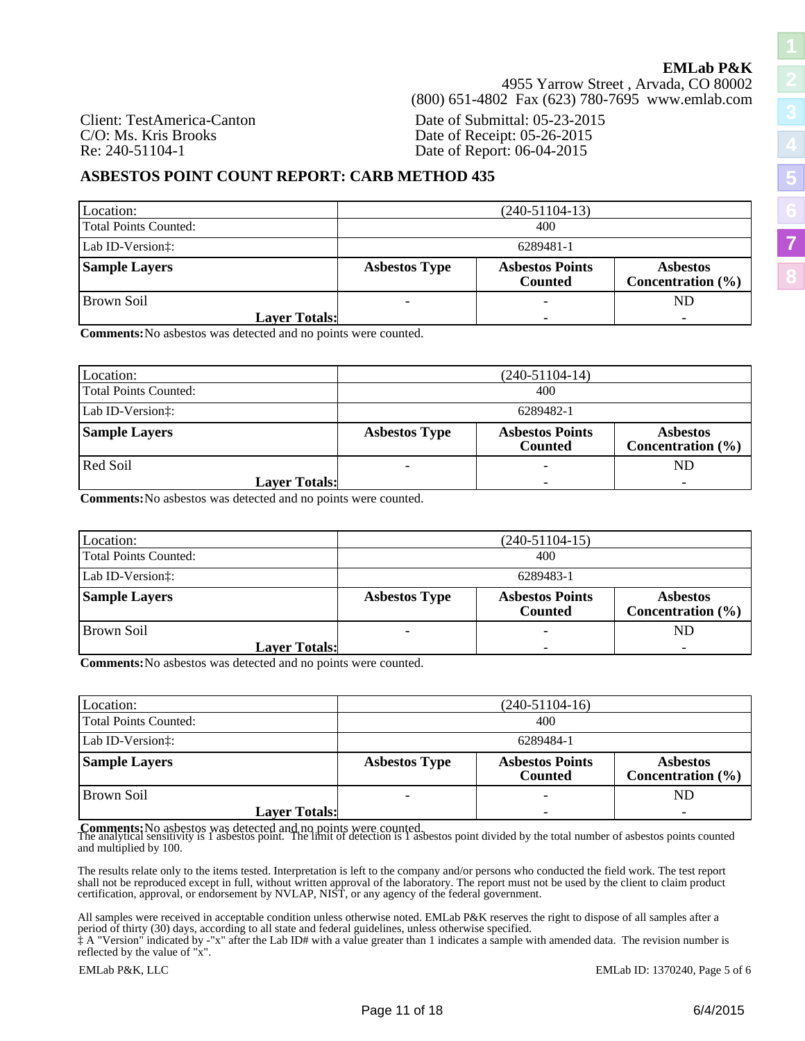**EMLab P&K**
4955 Yarrow Street , Arvada, CO 80002
(800) 651-4802 Fax (623) 780-7695 www.emlab.com

Client: TestAmerica-Canton
C/O: Ms. Kris Brooks
Re: 240-51104-1

Date of Submittal: 05-23-2015
Date of Receipt: 05-26-2015
Date of Report: 06-04-2015

## ASBESTOS POINT COUNT REPORT: CARB METHOD 435

| Location: | (240-51104-13) | | |
|---|---|---|---|
| Total Points Counted: | 400 | | |
| Lab ID-Version‡: | 6289481-1 | | |
| **Sample Layers** | **Asbestos Type** | **Asbestos Points Counted** | **Asbestos Concentration (%)** |
| Brown Soil | - | - | ND |
| **Layer Totals:** | | - | - |

**Comments:** No asbestos was detected and no points were counted.

| Location: | (240-51104-14) | | |
|---|---|---|---|
| Total Points Counted: | 400 | | |
| Lab ID-Version‡: | 6289482-1 | | |
| **Sample Layers** | **Asbestos Type** | **Asbestos Points Counted** | **Asbestos Concentration (%)** |
| Red Soil | - | - | ND |
| **Layer Totals:** | | - | - |

**Comments:** No asbestos was detected and no points were counted.

| Location: | (240-51104-15) | | |
|---|---|---|---|
| Total Points Counted: | 400 | | |
| Lab ID-Version‡: | 6289483-1 | | |
| **Sample Layers** | **Asbestos Type** | **Asbestos Points Counted** | **Asbestos Concentration (%)** |
| Brown Soil | - | - | ND |
| **Layer Totals:** | | - | - |

**Comments:** No asbestos was detected and no points were counted.

| Location: | (240-51104-16) | | |
|---|---|---|---|
| Total Points Counted: | 400 | | |
| Lab ID-Version‡: | 6289484-1 | | |
| **Sample Layers** | **Asbestos Type** | **Asbestos Points Counted** | **Asbestos Concentration (%)** |
| Brown Soil | - | - | ND |
| **Layer Totals:** | | - | - |

**Comments:** No asbestos was detected and no points were counted.

The analytical sensitivity is 1 asbestos point. The limit of detection is 1 asbestos point divided by the total number of asbestos points counted and multiplied by 100.

The results relate only to the items tested. Interpretation is left to the company and/or persons who conducted the field work. The test report shall not be reproduced except in full, without written approval of the laboratory. The report must not be used by the client to claim product certification, approval, or endorsement by NVLAP, NIST, or any agency of the federal government.

All samples were received in acceptable condition unless otherwise noted. EMLab P&K reserves the right to dispose of all samples after a period of thirty (30) days, according to all state and federal guidelines, unless otherwise specified.
‡ A "Version" indicated by -"x" after the Lab ID# with a value greater than 1 indicates a sample with amended data. The revision number is reflected by the value of "x".

EMLab P&K, LLC — EMLab ID: 1370240, Page 5 of 6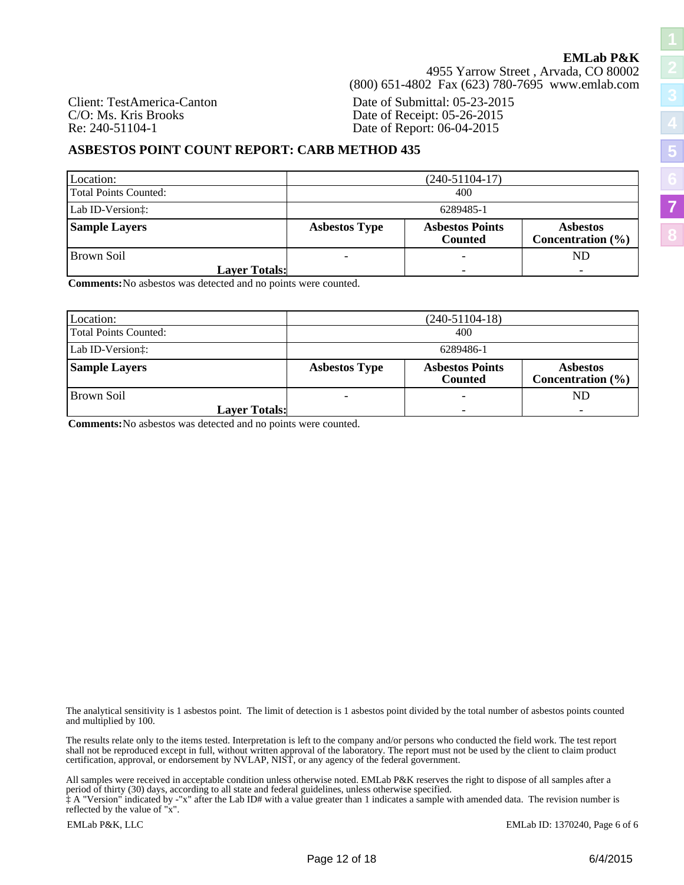**EMLab P&K**
4955 Yarrow Street , Arvada, CO 80002
(800) 651-4802 Fax (623) 780-7695 www.emlab.com

Client: TestAmerica-Canton
C/O: Ms. Kris Brooks
Re: 240-51104-1

Date of Submittal: 05-23-2015
Date of Receipt: 05-26-2015
Date of Report: 06-04-2015

## ASBESTOS POINT COUNT REPORT: CARB METHOD 435

| Location: | (240-51104-17) | | |
|---|---|---|---|
| Total Points Counted: | 400 | | |
| Lab ID-Version‡: | 6289485-1 | | |
| **Sample Layers** | **Asbestos Type** | **Asbestos Points Counted** | **Asbestos Concentration (%)** |
| Brown Soil | - | - | ND |
| **Layer Totals:** | | - | - |

**Comments:** No asbestos was detected and no points were counted.

| Location: | (240-51104-18) | | |
|---|---|---|---|
| Total Points Counted: | 400 | | |
| Lab ID-Version‡: | 6289486-1 | | |
| **Sample Layers** | **Asbestos Type** | **Asbestos Points Counted** | **Asbestos Concentration (%)** |
| Brown Soil | - | - | ND |
| **Layer Totals:** | | - | - |

**Comments:** No asbestos was detected and no points were counted.

The analytical sensitivity is 1 asbestos point. The limit of detection is 1 asbestos point divided by the total number of asbestos points counted and multiplied by 100.

The results relate only to the items tested. Interpretation is left to the company and/or persons who conducted the field work. The test report shall not be reproduced except in full, without written approval of the laboratory. The report must not be used by the client to claim product certification, approval, or endorsement by NVLAP, NIST, or any agency of the federal government.

All samples were received in acceptable condition unless otherwise noted. EMLab P&K reserves the right to dispose of all samples after a period of thirty (30) days, according to all state and federal guidelines, unless otherwise specified.
‡ A "Version" indicated by -"x" after the Lab ID# with a value greater than 1 indicates a sample with amended data. The revision number is reflected by the value of "x".

EMLab P&K, LLC

EMLab ID: 1370240, Page 6 of 6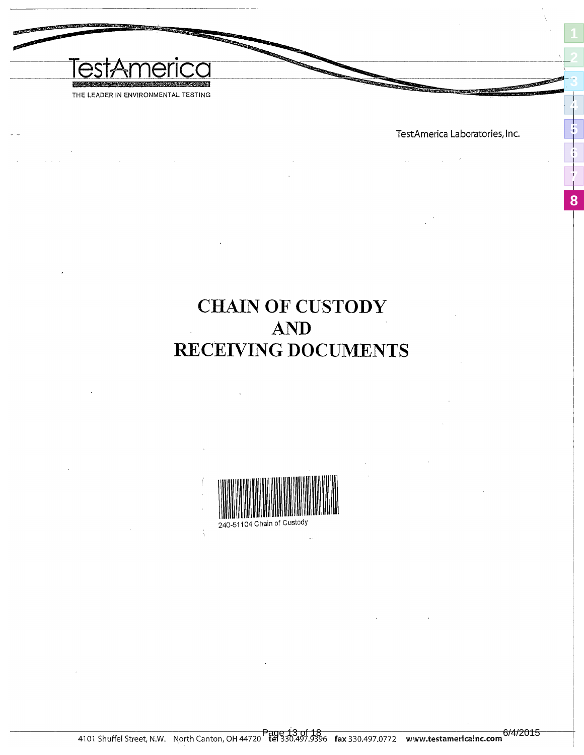TestAmerica

THE LEADER IN ENVIRONMENTAL TESTING

TestAmerica Laboratories, Inc.

# CHAIN OF CUSTODY
# AND
# RECEIVING DOCUMENTS

240-51104 Chain of Custody

4101 Shuffel Street, N.W. North Canton, OH 44720 tel 330.497.9396 fax 330.497.0772 www.testamericainc.com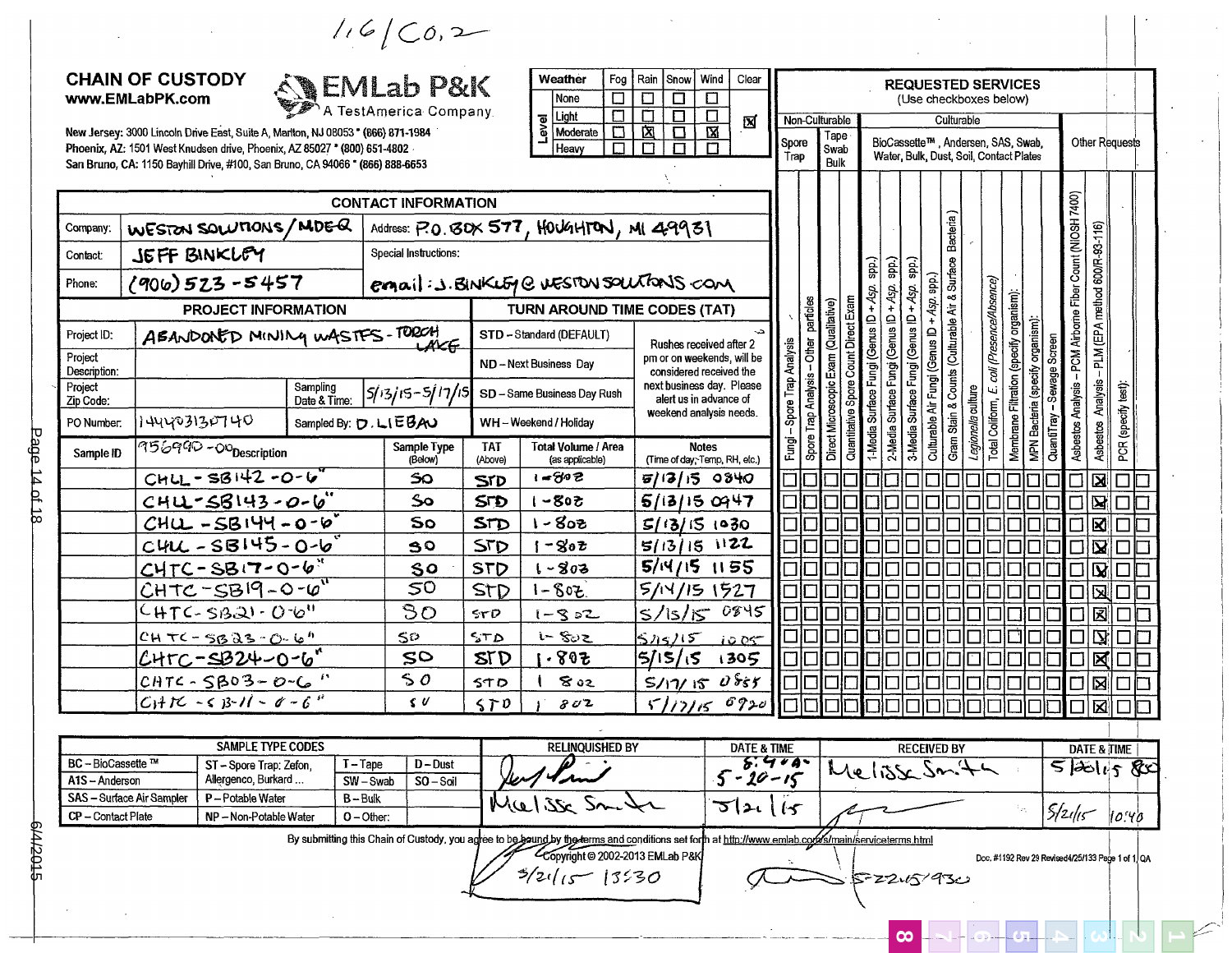1,6/Co,2

# CHAIN OF CUSTODY

www.EMLabPK.com

**EMLab P&K** — A TestAmerica Company

New Jersey: 3000 Lincoln Drive East, Suite A, Marlton, NJ 08053 * (866) 871-1984
Phoenix, AZ: 1501 West Knudsen drive, Phoenix, AZ 85027 * (800) 651-4802
San Bruno, CA: 1150 Bayhill Drive, #100, San Bruno, CA 94066 * (866) 888-6653

| Weather / Level | Fog | Rain | Snow | Wind | Clear |
|---|---|---|---|---|---|
| None | ☐ | ☐ | ☐ | ☐ | ☒ |
| Light | ☐ | ☐ | ☐ | ☐ | |
| Moderate | ☐ | ☒ | ☐ | ☒ | |
| Heavy | ☐ | ☐ | ☐ | ☐ | |

## CONTACT INFORMATION

| | | | |
|---|---|---|---|
| Company: | WESTON SOLUTIONS/MDEQ | Address: | P.O. BOX 577, HOUGHTON, MI 49931 |
| Contact: | JEFF BINKLEY | Special Instructions: | |
| Phone: | (906) 523-5457 | | email: J.BINKLEY@WESTONSOLUTIONS.COM |

## PROJECT INFORMATION

| | | | |
|---|---|---|---|
| Project ID: | ABANDONED MINING WASTES - TORCH LAKE | | |
| Project Description: | | | |
| Project Zip Code: | | Sampling Date & Time: | 5/13/15 - 5/17/15 |
| PO Number: | 14403130740 | Sampled By: | D. LIEBAU |

## TURN AROUND TIME CODES (TAT)

- STD – Standard (DEFAULT)
- ND – Next Business Day
- SD – Same Business Day Rush
- WH – Weekend / Holiday

Rushes received after 2 pm or on weekends, will be considered received the next business day. Please alert us in advance of weekend analysis needs.

## REQUESTED SERVICES (Use checkboxes below)

Non-Culturable: Spore Trap; Tape Swab Bulk — Culturable: BioCassette™, Andersen, SAS, Swab, Water, Bulk, Dust, Soil, Contact Plates — Other Requests

Columns: Fungi – Spore Trap Analysis; Spore Trap Analysis – Other particles; Direct Microscopic Exam (Qualitative); Quantitative Spore Count Direct Exam; 1-Media Surface Fungi (Genus ID + Asp. spp.); 2-Media Surface Fungi (Genus ID + Asp. spp.); 3-Media Surface Fungi (Genus ID + Asp. spp.); Culturable Air Fungi (Genus ID + Asp. spp.); Gram Stain & Counts (Culturable Air & Surface Bacteria); Legionella culture; Total Coliform, E. coli (Presence/Absence); Membrane Filtration (specify organism); MPN Bacteria (specify organism); QuantiTray – Sewage Screen; Asbestos Analysis – PCM Airborne Fiber Count (NIOSH 7400); Asbestos Analysis – PLM (EPA method 600/R-93-116); PCR (specify test)

| Sample ID 956990-00 | Description | Sample Type | TAT | Total Volume / Area | Notes (Time of day, Temp, RH, etc.) | Asbestos Analysis – PLM (EPA method 600/R-93-116) |
|---|---|---|---|---|---|---|
| | CHLL-SB142-0-6" | SO | STD | 1-8oz | 5/13/15 0840 | ☒ |
| | CHLL-SB143-0-6" | SO | STD | 1-8oz | 5/13/15 0947 | ☒ |
| | CHLL-SB144-0-6" | SO | STD | 1-8oz | 5/13/15 1030 | ☒ |
| | CHLL-SB145-0-6" | SO | STD | 1-8oz | 5/13/15 1122 | ☒ |
| | CHTC-SB17-0-6" | SO | STD | 1-8oz | 5/14/15 1155 | ☒ |
| | CHTC-SB19-0-6" | SO | STD | 1-8oz | 5/14/15 1527 | ☒ |
| | CHTC-SB21-0-6" | SO | STD | 1-8oz | 5/15/15 0845 | ☒ |
| | CHTC-SB23-0-6" | SO | STD | 1-8oz | 5/15/15 1005 | ☒ |
| | CHTC-SB24-0-6" | SO | STD | 1-8oz | 5/15/15 1305 | ☒ |
| | CHTC-SB03-0-6" | SO | STD | 1 8oz | 5/17/15 0855 | ☒ |
| | CHTC-SB-11-0-6" | SO | STD | 1 8oz | 5/17/15 0920 | ☒ |

## SAMPLE TYPE CODES

| | | | |
|---|---|---|---|
| BC – BioCassette™ | ST – Spore Trap: Zefon, Allergenco, Burkard ... | T – Tape | D – Dust |
| A1S – Anderson | | SW – Swab | SO – Soil |
| SAS – Surface Air Sampler | P – Potable Water | B – Bulk | |
| CP – Contact Plate | NP – Non-Potable Water | O – Other: | |

| RELINQUISHED BY | DATE & TIME | RECEIVED BY | DATE & TIME |
|---|---|---|---|
| [signature] | 5-20-15 8:40A | Melissa Smith | 5/20/15 800 |
| Melissa Smith | 5/21/15 | [signature] | 5/21/15 10:40 |
| [signature] 5/21/15 13:30 | | [signature] | 5-22-15 930 |

By submitting this Chain of Custody, you agree to be bound by the terms and conditions set forth at http://www.emlab.com/s/main/serviceterms.html

Copyright © 2002-2013 EMLab P&K

Doc. #1192 Rev 29 Revised 4/25/13 Page 1 of 1 QA

6/4/2015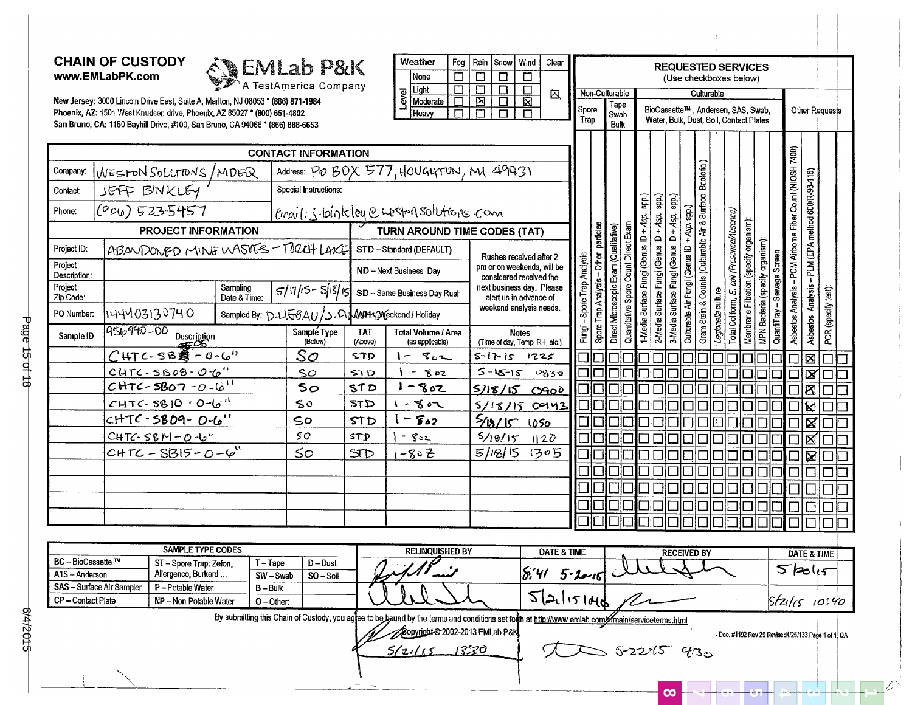# CHAIN OF CUSTODY

**www.EMLabPK.com**

**EMLab P&K** — A TestAmerica Company

**New Jersey:** 3000 Lincoln Drive East, Suite A, Marlton, NJ 08053 * (866) 871-1984
**Phoenix, AZ:** 1501 West Knudsen drive, Phoenix, AZ 85027 * (800) 651-4802
**San Bruno, CA:** 1150 Bayhill Drive, #100, San Bruno, CA 94066 * (866) 888-6653

| Weather Level | Fog | Rain | Snow | Wind | Clear |
|---|---|---|---|---|---|
| None | ☐ | ☐ | ☐ | ☐ | ☒ |
| Light | ☐ | ☐ | ☐ | ☐ | |
| Moderate | ☐ | ☒ | ☐ | ☒ | |
| Heavy | ☐ | ☐ | ☐ | ☐ | |

## CONTACT INFORMATION

| | | | |
|---|---|---|---|
| Company: | WESTON SOLUTIONS / MDEQ | Address: | PO BOX 577, HOUGHTON, MI 49931 |
| Contact: | JEFF BINKLEY | Special Instructions: | |
| Phone: | (906) 523-5457 | | Email: j.binkley@westonsolutions.com |

## PROJECT INFORMATION

| | | | |
|---|---|---|---|
| Project ID: | ABANDONED MINE WASTES - TORCH LAKE | | |
| Project Description: | | | |
| Project Zip Code: | | Sampling Date & Time: | 5/17/15 - 5/18/15 |
| PO Number: | 1444031307 40 | Sampled By: | D. LIEBAU / J. A. WHIT |

## TURN AROUND TIME CODES (TAT)

- **STD** – Standard (DEFAULT)
- **ND** – Next Business Day
- **SD** – Same Business Day Rush
- **WH** – Weekend / Holiday

Rushes received after 2 pm or on weekends, will be considered received the next business day. Please alert us in advance of weekend analysis needs.

## REQUESTED SERVICES (Use checkboxes below)

Sample ID: 956990-00

| Description | Sample Type (Below) | TAT (Above) | Total Volume / Area (as applicable) | Notes (Time of day, Temp, RH, etc.) | Asbestos Analysis – PLM (EPA method 600/R-93-116) |
|---|---|---|---|---|---|
| CHTC-SB05-0-6" | SO | STD | 1 - 8oz | 5-17-15 1225 | ☒ |
| CHTC-SB08-0-6" | SO | STD | 1 - 8oz | 5-18-15 0830 | ☒ |
| CHTC-SB07-0-6" | SO | STD | 1 - 8oz | 5/18/15 0900 | ☒ |
| CHTC-SB10-0-6" | SO | STD | 1 - 8oz | 5/18/15 0943 | ☒ |
| CHTC-SB09-0-6" | SO | STD | 1 - 8oz | 5/18/15 1050 | ☒ |
| CHTC-SB14-0-6" | SO | STD | 1 - 8oz | 5/18/15 1120 | ☒ |
| CHTC-SB15-0-6" | SO | STD | 1-8oz | 5/18/15 1305 | ☒ |

Other requested services (not selected): Non-Culturable – Spore Trap: Fungi – Spore Trap Analysis; Spore Trap Analysis – Other particles; Tape/Swab/Bulk: Direct Microscopic Exam (Qualitative); Quantitative Spore Count Direct Exam. Culturable – BioCassette™, Andersen, SAS, Swab, Water, Bulk, Dust, Soil, Contact Plates: 1-Media Surface Fungi (Genus ID + Asp. spp.); 2-Media Surface Fungi (Genus ID + Asp. spp.); 3-Media Surface Fungi (Genus ID + Asp. spp.); Culturable Air Fungi (Genus ID + Asp. spp.); Gram Stain & Counts (Culturable Air & Surface Bacteria); Legionella culture; Total Coliform, E. coli (Presence/Absence); Membrane Filtration (specify organism); MPN Bacteria (specify organism); QuantiTray – Sewage Screen. Other Requests: Asbestos Analysis – PCM Airborne Fiber Count (NIOSH 7400); PCR (specify test).

## SAMPLE TYPE CODES

| | | | |
|---|---|---|---|
| BC – BioCassette ™ | ST – Spore Trap: Zefon, Allergenco, Burkard ... | T – Tape | D – Dust |
| A1S – Anderson | | SW – Swab | SO – Soil |
| SAS – Surface Air Sampler | P – Potable Water | B – Bulk | |
| CP – Contact Plate | NP – Non-Potable Water | O – Other: | |

| RELINQUISHED BY | DATE & TIME | RECEIVED BY | DATE & TIME |
|---|---|---|---|
| (signature) | 8:41 5-20-15 | (signature) | 5/20/15 |
| (signature) | 5/21/15 1040 | (signature) | 5/21/15 10:40 |
| (signature) | 5/21/15 13:20 | (signature) | 5-22-15 930 |

By submitting this Chain of Custody, you agree to be bound by the terms and conditions set forth at http://www.emlab.com/s/main/serviceterms.html

Copyright © 2002-2013 EMLab P&K

Doc. #1192 Rev 29 Revised 4/25/133 Page 1 of 1 QA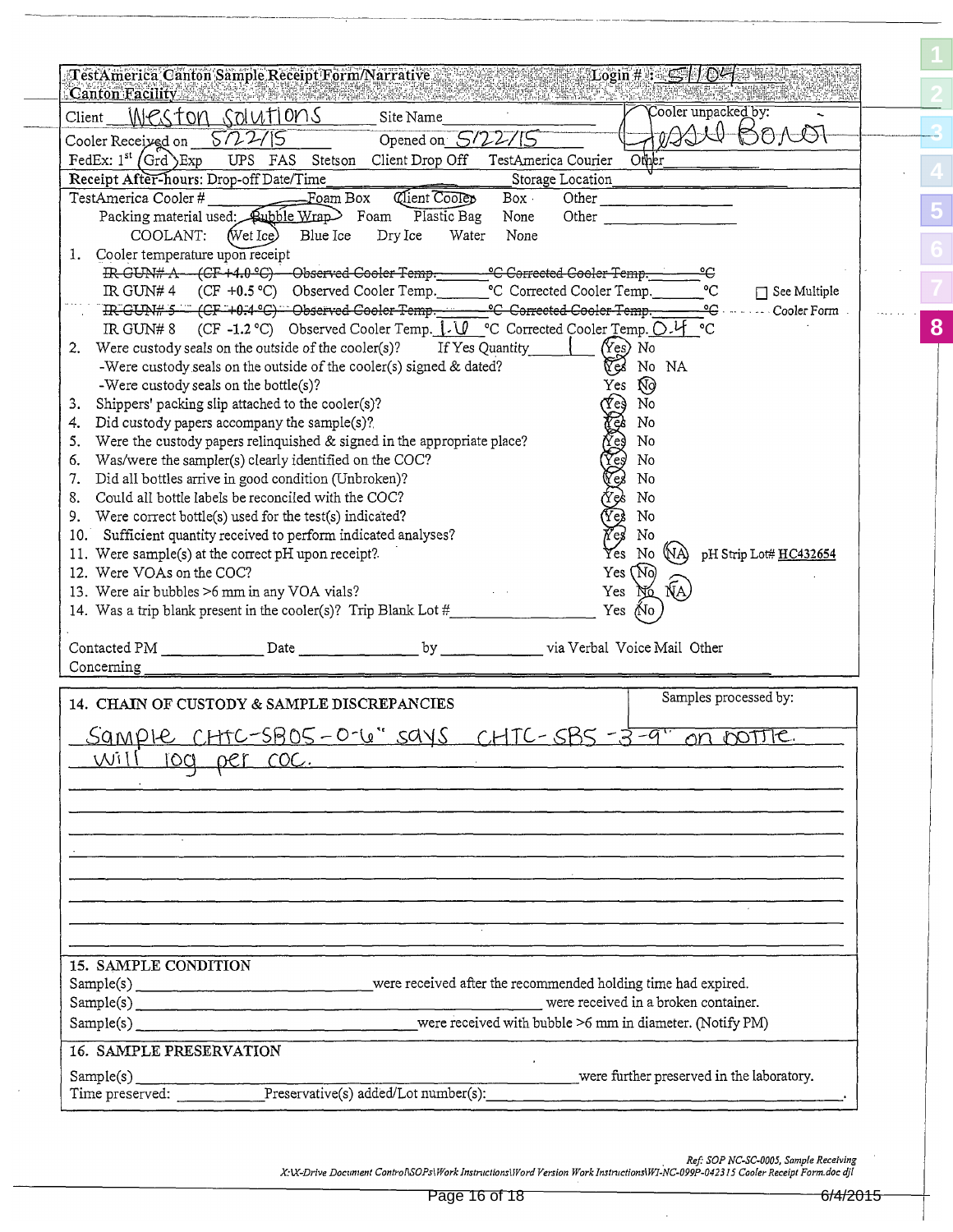**TestAmerica Canton Sample Receipt Form/Narrative** — Login # : 51104

**Canton Facility**

Client: Weston Solutions  Site Name: ______  Cooler unpacked by: Jessie Bonoi

Cooler Received on: 5/22/15  Opened on: 5/22/15

FedEx: 1st (Grd) Exp  UPS  FAS  Stetson  Client Drop Off  TestAmerica Courier  Other

Receipt After-hours: Drop-off Date/Time ______  Storage Location ______

TestAmerica Cooler # ______  Foam Box  (Client Cooler)  Box  Other ______

Packing material used: (Bubble Wrap)  Foam  Plastic Bag  None  Other ______

COOLANT: (Wet Ice)  Blue Ice  Dry Ice  Water  None

1. Cooler temperature upon receipt
   - ~~IR GUN# A (CF +4.0 °C) Observed Cooler Temp. ____ °C Corrected Cooler Temp. ____ °C~~
   - IR GUN# 4 (CF +0.5 °C) Observed Cooler Temp. ____ °C Corrected Cooler Temp. ____ °C  ☐ See Multiple Cooler Form
   - ~~IR GUN# 5 (CF +0.4 °C) Observed Cooler Temp. ____ °C Corrected Cooler Temp. ____ °C~~
   - IR GUN# 8 (CF -1.2 °C) Observed Cooler Temp. 1.6 °C Corrected Cooler Temp. 0.4 °C

| # | Question | Response |
|---|---|---|
| 2. | Were custody seals on the outside of the cooler(s)? If Yes Quantity 1 | (Yes) No |
| | -Were custody seals on the outside of the cooler(s) signed & dated? | (Yes) No NA |
| | -Were custody seals on the bottle(s)? | Yes (No) |
| 3. | Shippers' packing slip attached to the cooler(s)? | (Yes) No |
| 4. | Did custody papers accompany the sample(s)? | (Yes) No |
| 5. | Were the custody papers relinquished & signed in the appropriate place? | (Yes) No |
| 6. | Was/were the sampler(s) clearly identified on the COC? | (Yes) No |
| 7. | Did all bottles arrive in good condition (Unbroken)? | (Yes) No |
| 8. | Could all bottle labels be reconciled with the COC? | (Yes) No |
| 9. | Were correct bottle(s) used for the test(s) indicated? | (Yes) No |
| 10. | Sufficient quantity received to perform indicated analyses? | (Yes) No |
| 11. | Were sample(s) at the correct pH upon receipt? | Yes No (NA) pH Strip Lot# HC432654 |
| 12. | Were VOAs on the COC? | Yes (No) |
| 13. | Were air bubbles >6 mm in any VOA vials? | Yes No (NA) |
| 14. | Was a trip blank present in the cooler(s)? Trip Blank Lot # ______ | Yes (No) |

Contacted PM ______ Date ______ by ______ via Verbal Voice Mail Other

Concerning ______

## 14. CHAIN OF CUSTODY & SAMPLE DISCREPANCIES

Samples processed by: ______

Sample CHTC-SB05-0-6" says CHTC-SB5-3-9" on bottle. Will log per COC.

## 15. SAMPLE CONDITION

Sample(s) ______ were received after the recommended holding time had expired.

Sample(s) ______ were received in a broken container.

Sample(s) ______ were received with bubble >6 mm in diameter. (Notify PM)

## 16. SAMPLE PRESERVATION

Sample(s) ______ were further preserved in the laboratory.

Time preserved: ______ Preservative(s) added/Lot number(s): ______

*Ref: SOP NC-SC-0005, Sample Receiving*
*X:\X-Drive Document Control\SOPs\Work Instructions\Word Version Work Instructions\WI-NC-099P-042315 Cooler Receipt Form.doc djl*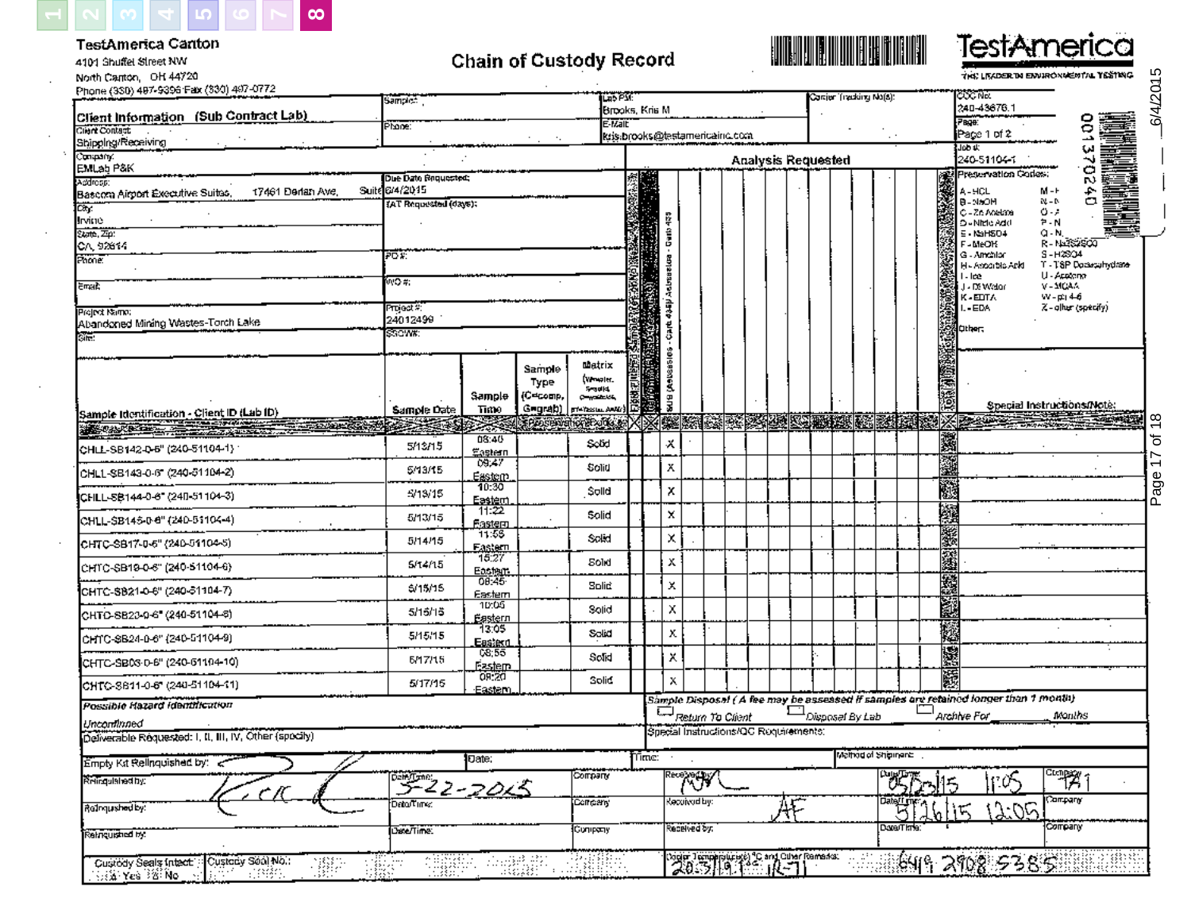TestAmerica Canton
4101 Shuffel Street NW
North Canton, OH 44720
Phone (330) 497-9396 Fax (330) 497-0772

# Chain of Custody Record

TestAmerica
THE LEADER IN ENVIRONMENTAL TESTING

| Client Information (Sub Contract Lab) | Sampler: | Lab PM: Brooks, Kris M | Carrier Tracking No(s): | COC No: 240-43676.1 |
|---|---|---|---|---|
| Client Contact: Shipping/Receiving | Phone: | E-Mail: kris.brooks@testamericainc.com | | Page: Page 1 of 2 |
| Company: EMLab P&K | | | | Job #: 240-51104-1 |

**Analysis Requested**

- Address: Bascom Airport Executive Suites, 17461 Derian Ave, Suite
- City: Irvine
- State, Zip: CA, 92614
- Phone:
- Email:
- Project Name: Abandoned Mining Wastes-Torch Lake
- Site:
- Due Date Requested: 6/4/2015
- TAT Requested (days):
- PO #:
- WO #:
- Project #: 24012499
- SSOW#:

Analysis: SUB (Asbestos - Carb 435)/ Asbestos - Carb 435 - Carb 435

Preservation Codes:
A - HCL, B - NaOH, C - Zn Acetate, D - Nitric Acid, E - NaHSO4, F - MeOH, G - Amchlor, H - Ascorbic Acid, I - Ice, J - DI Water, K - EDTA, L - EDA
M - Hexane, N - None, O - AsNaO2, P - Na2O4S, Q - Na2SO3, R - Na2S2SO3, S - H2SO4, T - TSP Dodecahydrate, U - Acetone, V - MCAA, W - pH 4-5, Z - other (specify)

Other:

| Sample Identification - Client ID (Lab ID) | Sample Date | Sample Time | Sample Type (C=comp, G=grab) | Matrix (W=water, S=solid, O=waste/oil, BT=Tissue, A=Air) | SUB (Asbestos - Carb 435) | Special Instructions/Note: |
|---|---|---|---|---|---|---|
| CHLL-SB142-0-6" (240-51104-1) | 5/13/15 | 08:40 Eastern | | Solid | X | |
| CHLL-SB143-0-6" (240-51104-2) | 5/13/15 | 09:47 Eastern | | Solid | X | |
| CHLL-SB144-0-6" (240-51104-3) | 5/13/15 | 10:30 Eastern | | Solid | X | |
| CHLL-SB145-0-6" (240-51104-4) | 5/13/15 | 11:22 Eastern | | Solid | X | |
| CHTC-SB17-0-6" (240-51104-5) | 5/14/15 | 11:58 Eastern | | Solid | X | |
| CHTC-SB19-0-6" (240-51104-6) | 5/14/15 | 15:27 Eastern | | Solid | X | |
| CHTC-SB21-0-6" (240-51104-7) | 5/15/15 | 08:45 Eastern | | Solid | X | |
| CHTC-SB23-0-6" (240-51104-8) | 5/15/15 | 10:05 Eastern | | Solid | X | |
| CHTC-SB24-0-6" (240-51104-9) | 5/15/15 | 13:05 Eastern | | Solid | X | |
| CHTC-SB03-0-6" (240-51104-10) | 5/17/15 | 08:55 Eastern | | Solid | X | |
| CHTC-SB11-0-6" (240-51104-11) | 5/17/15 | 08:20 Eastern | | Solid | X | |

Possible Hazard Identification
Unconfirmed

Sample Disposal ( A fee may be assessed if samples are retained longer than 1 month)
☐ Return To Client ☐ Disposal By Lab ☐ Archive For ____ Months

Deliverable Requested: I, II, III, IV, Other (specify)

Special Instructions/QC Requirements:

| Empty Kit Relinquished by: | | Date: | | Time: | | Method of Shipment: | |
|---|---|---|---|---|---|---|---|
| Relinquished by: | Date/Time: 5-22-2015 | Company | Received by: | Date/Time: 05/26/15 11:05 | Company: TA1 |
| Relinquished by: | Date/Time: | Company | Received by: AF | Date/Time: 5/26/15 12:05 | Company |
| Relinquished by: | Date/Time: | Company | Received by: | Date/Time: | Company |

Custody Seals Intact: Δ Yes Δ No | Custody Seal No.: | Cooler Temperature(s) °C and Other Remarks: 20.3/19.1 IR-7 6419 2908 5385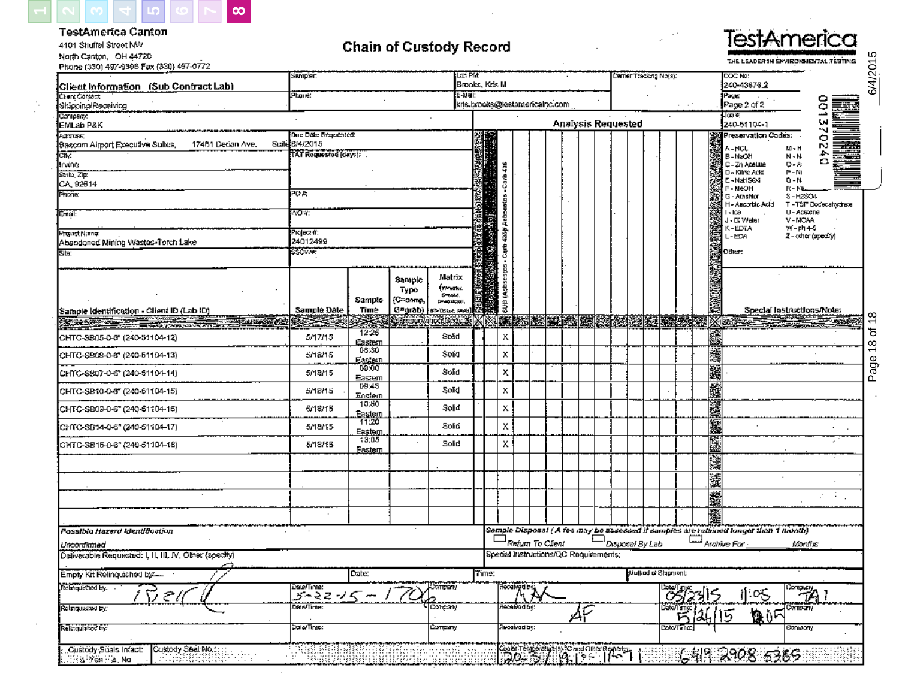**TestAmerica Canton**
4101 Shuffel Street NW
North Canton, OH 44720
Phone (330) 497-9396 Fax (330) 497-0772

# Chain of Custody Record

**TestAmerica**
THE LEADER IN ENVIRONMENTAL TESTING

| | | | | |
|---|---|---|---|---|
| **Client Information (Sub Contract Lab)** | Sampler: | Lab PM: Brooks, Kris M | Carrier Tracking No(s): | COC No: 240-43673.2 |
| Client Contact: Shipping/Receiving | Phone: | E-Mail: kris.brooks@testamericainc.com | | Page: Page 2 of 2 |
| Company: EMLab P&K | | **Analysis Requested** | | Job #: 240-51104-1 |
| Address: Bascom Airport Executive Suites, 17461 Derian Ave, Suite | Due Date Requested: 6/4/2015 | | | Preservation Codes: |
| City: Irvine | TAT Requested (days): | | | A - HCL, B - NaOH, C - Zn Acetate, D - Nitric Acid, E - NaHSO4, F - MeOH, G - Amchlor, H - Ascorbic Acid, I - Ice, J - DI Water, K - EDTA, L - EDA; M - H, N - N, O - A, P - N, Q - N, R - Na, S - H2SO4, T - TSP Dodecahydrate, U - Acetone, V - MCAA, W - ph 4-5, Z - other (specify) |
| State, Zip: CA, 92614 | | | | |
| Phone: | PO #: | | | |
| Email: | WO #: | | | |
| Project Name: Abandoned Mining Wastes-Torch Lake | Project #: 24012499 | | | |
| Site: | SSOW#: | | | Other: |

Analysis column: SUB (Asbestos - Carb 435)/ Asbestos - Carb 435

| Sample Identification - Client ID (Lab ID) | Sample Date | Sample Time | Sample Type (C=comp, G=grab) | Matrix | SUB (Asbestos - Carb 435) | Special Instructions/Note: |
|---|---|---|---|---|---|---|
| CHTC-SB05-0-6" (240-51104-12) | 5/17/15 | 12:25 Eastern | | Solid | X | |
| CHTC-SB06-0-6" (240-51104-13) | 5/18/15 | 08:30 Eastern | | Solid | X | |
| CHTC-SB07-0-6" (240-51104-14) | 5/18/15 | 09:00 Eastern | | Solid | X | |
| CHTC-SB10-0-6" (240-51104-15) | 5/18/15 | 09:43 Eastern | | Solid | X | |
| CHTC-SB09-0-6" (240-51104-16) | 5/18/15 | 10:50 Eastern | | Solid | X | |
| CHTC-SB14-0-6" (240-51104-17) | 5/18/15 | 11:20 Eastern | | Solid | X | |
| CHTC-SB15-0-6" (240-51104-18) | 5/18/15 | 13:05 Eastern | | Solid | X | |

*Possible Hazard Identification*
*Unconfirmed*

*Sample Disposal ( A fee may be assessed if samples are retained longer than 1 month)*
☐ *Return To Client* ☐ *Disposal By Lab* ☐ *Archive For* ____ *Months*

Deliverable Requested: I, II, III, IV, Other (specify)
Special Instructions/QC Requirements:

| | | | |
|---|---|---|---|
| Empty Kit Relinquished by: | Date: | Time: | Method of Shipment: |

| Relinquished by | Date/Time | Company | Received by | Date/Time | Company |
|---|---|---|---|---|---|
| [signature] | 5-22-15 - 1706 | | [signature] | 05/23/15 11:05 | TA |
| | | | AF | 5/26/15 1005 | |
| | | | | | |

Custody Seals Intact: Δ Yes Δ No | Custody Seal No.: | Cooler Temperature(s) °C and Other Remarks: 20-3 / 19.1 [illegible] 6419 2908 5385